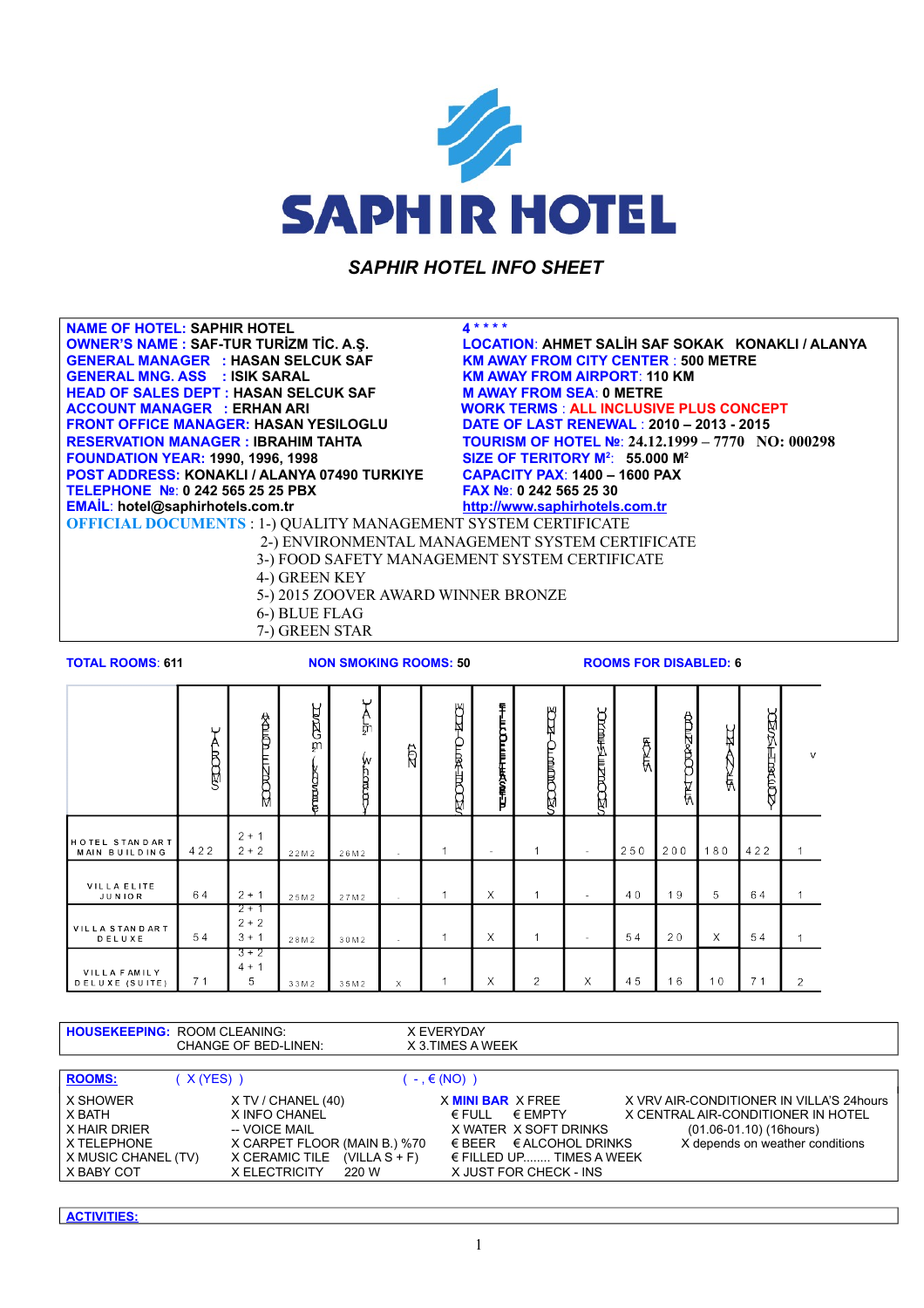# SAPHIR HOTEL

## *SAPHIR HOTEL INFO SHEET*

**NAME OF HOTEL:** SAPHIR HOTEL
**OWNER'S NAME :** SAF-TUR TURİZM TİC. A.Ş.
**GENERAL MANAGER :** HASAN SELCUK SAF
**GENERAL MNG. ASS :** ISIK SARAL
**HEAD OF SALES DEPT :** HASAN SELCUK SAF
**ACCOUNT MANAGER :** ERHAN ARI
**FRONT OFFICE MANAGER:** HASAN YESILOGLU
**RESERVATION MANAGER :** IBRAHIM TAHTA
**FOUNDATION YEAR:** 1990, 1996, 1998
**POST ADDRESS:** KONAKLI / ALANYA 07490 TURKIYE
**TELEPHONE №:** 0 242 565 25 25 PBX
**EMAİL:** hotel@saphirhotels.com.tr

**4 \* \* \* \***
**LOCATION:** AHMET SALİH SAF SOKAK KONAKLI / ALANYA
**KM AWAY FROM CITY CENTER :** 500 METRE
**KM AWAY FROM AIRPORT:** 110 KM
**M AWAY FROM SEA:** 0 METRE
**WORK TERMS :** ALL INCLUSIVE PLUS CONCEPT
**DATE OF LAST RENEWAL :** 2010 – 2013 - 2015
**TOURISM OF HOTEL №:** 24.12.1999 – 7770 NO: 000298
**SIZE OF TERITORY M²:** 55.000 M²
**CAPACITY PAX:** 1400 – 1600 PAX
**FAX №:** 0 242 565 25 30
http://www.saphirhotels.com.tr

**OFFICIAL DOCUMENTS :**
1-) QUALITY MANAGEMENT SYSTEM CERTIFICATE
2-) ENVIRONMENTAL MANAGEMENT SYSTEM CERTIFICATE
3-) FOOD SAFETY MANAGEMENT SYSTEM CERTIFICATE
4-) GREEN KEY
5-) 2015 ZOOVER AWARD WINNER BRONZE
6-) BLUE FLAG
7-) GREEN STAR

**TOTAL ROOMS:** 611 **NON SMOKING ROOMS:** 50 **ROOMS FOR DISABLED:** 6

| | ROOMS | PAX | M² | | | | | | | | | | | V |
|---|---|---|---|---|---|---|---|---|---|---|---|---|---|---|
| HOTEL STANDART MAIN BUILDING | 422 | 2 + 1<br>2 + 2 | 22M2 | 26M2 | - | 1 | - | 1 | - | 250 | 200 | 180 | 422 | 1 |
| VILLA ELITE JUNIOR | 64 | 2 + 1 | 25M2 | 27M2 | - | 1 | X | 1 | - | 40 | 19 | 5 | 64 | 1 |
| VILLA STANDART DELUXE | 54 | 2 + 1<br>2 + 2<br>3 + 1 | 28M2 | 30M2 | - | 1 | X | 1 | - | 54 | 20 | X | 54 | 1 |
| VILLA FAMILY DELUXE (SUITE) | 71 | 3 + 2<br>4 + 1<br>5 | 33M2 | 35M2 | X | 1 | X | 2 | X | 45 | 16 | 10 | 71 | 2 |

**HOUSEKEEPING:** ROOM CLEANING: X EVERYDAY
CHANGE OF BED-LINEN: X 3.TIMES A WEEK

**ROOMS:** ( X (YES) ) ( - , € (NO) )

X SHOWER
X BATH
X HAIR DRIER
X TELEPHONE
X MUSIC CHANEL (TV)
X BABY COT

X TV / CHANEL (40)
X INFO CHANEL
-- VOICE MAIL
X CARPET FLOOR (MAIN B.) %70
X CERAMIC TILE (VILLA S + F)
X ELECTRICITY 220 W

X **MINI BAR** X FREE
€ FULL € EMPTY
X WATER X SOFT DRINKS
€ BEER € ALCOHOL DRINKS
€ FILLED UP........ TIMES A WEEK
X JUST FOR CHECK - INS

X VRV AIR-CONDITIONER IN VILLA'S 24hours
X CENTRAL AIR-CONDITIONER IN HOTEL
(01.06-01.10) (16hours)
X depends on weather conditions

**ACTIVITIES:**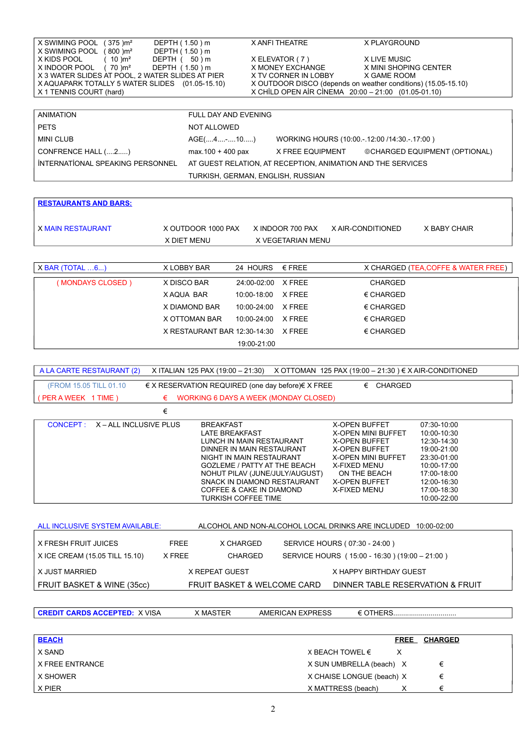| | | | |
|---|---|---|---|
| X SWIMING POOL ( 375 )m² | DEPTH ( 1.50 ) m | X ANFI THEATRE | X PLAYGROUND |
| X SWIMING POOL ( 800 )m² | DEPTH ( 1.50 ) m | | |
| X KIDS POOL ( 10 )m² | DEPTH ( 50 ) m | X ELEVATOR ( 7 ) | X LIVE MUSIC |
| X INDOOR POOL ( 70 )m² | DEPTH ( 1.50 ) m | X MONEY EXCHANGE | X MINI SHOPING CENTER |
| X 3 WATER SLIDES AT POOL, 2 WATER SLIDES AT PIER | | X TV CORNER IN LOBBY | X GAME ROOM |
| X AQUAPARK TOTALLY 5 WATER SLIDES (01.05-15.10) | | X OUTDOOR DISCO (depends on weather conditions) (15.05-15.10) | |
| X 1 TENNIS COURT (hard) | | X CHİLD OPEN AİR CİNEMA 20:00 – 21:00 (01.05-01.10) | |

| | | | |
|---|---|---|---|
| ANIMATION | FULL DAY AND EVENING | | |
| PETS | NOT ALLOWED | | |
| MINI CLUB | AGE(....4....-....10.....) | WORKING HOURS (10:00.-.12:00 /14:30.-.17:00 ) | |
| CONFRENCE HALL (....2.....) | max.100 + 400 pax | X FREE EQUIPMENT | ®CHARGED EQUIPMENT (OPTIONAL) |
| İNTERNATİONAL SPEAKING PERSONNEL | AT GUEST RELATION, AT RECEPTION, ANIMATION AND THE SERVICES | | |
| | TURKISH, GERMAN, ENGLISH, RUSSIAN | | |

**RESTAURANTS AND BARS:**

| | | | | |
|---|---|---|---|---|
| X MAIN RESTAURANT | X OUTDOOR 1000 PAX | X INDOOR 700 PAX | X AIR-CONDITIONED | X BABY CHAIR |
| | X DIET MENU | X VEGETARIAN MENU | | |

| | | | | |
|---|---|---|---|---|
| X BAR (TOTAL ...6...) | X LOBBY BAR | 24 HOURS | € FREE | X CHARGED (TEA,COFFE & WATER FREE) |
| ( MONDAYS CLOSED ) | X DISCO BAR | 24:00-02:00 | X FREE | CHARGED |
| | X AQUA BAR | 10:00-18:00 | X FREE | € CHARGED |
| | X DIAMOND BAR | 10:00-24:00 | X FREE | € CHARGED |
| | X OTTOMAN BAR | 10:00-24:00 | X FREE | € CHARGED |
| | X RESTAURANT BAR | 12:30-14:30 | X FREE | € CHARGED |
| | | 19:00-21:00 | | |

| | | | |
|---|---|---|---|
| A LA CARTE RESTAURANT (2) | X ITALIAN 125 PAX (19:00 – 21:30) | X OTTOMAN 125 PAX (19:00 – 21:30 ) € X AIR-CONDITIONED | |
| (FROM 15.05 TILL 01.10 | € X RESERVATION REQUIRED (one day before)€ X FREE | € CHARGED | |
| ( PER A WEEK 1 TIME ) | € WORKING 6 DAYS A WEEK (MONDAY CLOSED) | | |
| | € | | |

| | | | | |
|---|---|---|---|---|
| CONCEPT : | X – ALL INCLUSIVE PLUS | BREAKFAST | X-OPEN BUFFET | 07:30-10:00 |
| | | LATE BREAKFAST | X-OPEN MINI BUFFET | 10:00-10:30 |
| | | LUNCH IN MAIN RESTAURANT | X-OPEN BUFFET | 12:30-14:30 |
| | | DINNER IN MAIN RESTAURANT | X-OPEN BUFFET | 19:00-21:00 |
| | | NIGHT IN MAIN RESTAURANT | X-OPEN MINI BUFFET | 23:30-01:00 |
| | | GOZLEME / PATTY AT THE BEACH | X-FIXED MENU | 10:00-17:00 |
| | | NOHUT PILAV (JUNE/JULY/AUGUST) | ON THE BEACH | 17:00-18:00 |
| | | SNACK IN DIAMOND RESTAURANT | X-OPEN BUFFET | 12:00-16:30 |
| | | COFFEE & CAKE IN DIAMOND | X-FIXED MENU | 17:00-18:30 |
| | | TURKISH COFFEE TIME | | 10:00-22:00 |

ALL INCLUSIVE SYSTEM AVAILABLE: ALCOHOL AND NON-ALCOHOL LOCAL DRINKS ARE INCLUDED 10:00-02:00

| | | | |
|---|---|---|---|
| X FRESH FRUIT JUICES | FREE | X CHARGED | SERVICE HOURS ( 07:30 - 24:00 ) |
| X ICE CREAM (15.05 TILL 15.10) | X FREE | CHARGED | SERVICE HOURS ( 15:00 - 16:30 ) (19:00 – 21:00 ) |
| X JUST MARRIED | X REPEAT GUEST | | X HAPPY BIRTHDAY GUEST |
| FRUIT BASKET & WINE (35cc) | FRUIT BASKET & WELCOME CARD | | DINNER TABLE RESERVATION & FRUIT |

**CREDIT CARDS ACCEPTED:** X VISA X MASTER AMERICAN EXPRESS € OTHERS................................

| **BEACH** | | **FREE** | **CHARGED** |
|---|---|---|---|
| X SAND | X BEACH TOWEL € | X | |
| X FREE ENTRANCE | X SUN UMBRELLA (beach) | X | € |
| X SHOWER | X CHAISE LONGUE (beach) | X | € |
| X PIER | X MATTRESS (beach) | X | € |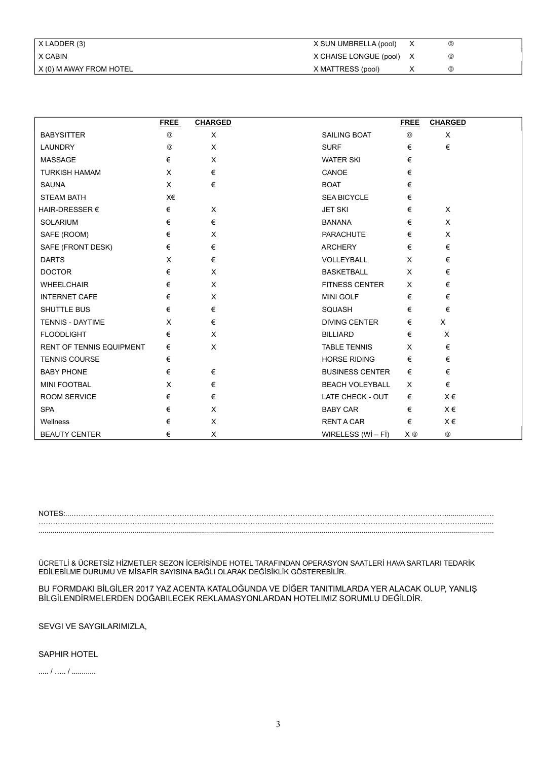| | | | |
|---|---|---|---|
| X LADDER (3) | X SUN UMBRELLA (pool) | X | ◎ |
| X CABIN | X CHAISE LONGUE (pool) | X | ◎ |
| X (0) M AWAY FROM HOTEL | X MATTRESS (pool) | X | ◎ |

| | **FREE** | **CHARGED** | | **FREE** | **CHARGED** |
|---|---|---|---|---|---|
| BABYSITTER | ◎ | X | SAILING BOAT | ◎ | X |
| LAUNDRY | ◎ | X | SURF | € | € |
| MASSAGE | € | X | WATER SKI | € | |
| TURKISH HAMAM | X | € | CANOE | € | |
| SAUNA | X | € | BOAT | € | |
| STEAM BATH | X€ | | SEA BICYCLE | € | |
| HAIR-DRESSER € | € | X | JET SKI | € | X |
| SOLARIUM | € | € | BANANA | € | X |
| SAFE (ROOM) | € | X | PARACHUTE | € | X |
| SAFE (FRONT DESK) | € | € | ARCHERY | € | € |
| DARTS | X | € | VOLLEYBALL | X | € |
| DOCTOR | € | X | BASKETBALL | X | € |
| WHEELCHAIR | € | X | FITNESS CENTER | X | € |
| INTERNET CAFE | € | X | MINI GOLF | € | € |
| SHUTTLE BUS | € | € | SQUASH | € | € |
| TENNIS - DAYTIME | X | € | DIVING CENTER | € | X |
| FLOODLIGHT | € | X | BILLIARD | € | X |
| RENT OF TENNIS EQUIPMENT | € | X | TABLE TENNIS | X | € |
| TENNIS COURSE | € | | HORSE RIDING | € | € |
| BABY PHONE | € | € | BUSINESS CENTER | € | € |
| MINI FOOTBAL | X | € | BEACH VOLEYBALL | X | € |
| ROOM SERVICE | € | € | LATE CHECK - OUT | € | X € |
| SPA | € | X | BABY CAR | € | X € |
| Wellness | € | X | RENT A CAR | € | X € |
| BEAUTY CENTER | € | X | WIRELESS (Wİ – Fİ) | X ◎ | ◎ |

NOTES:.......................................................................................................................................................................................................................................................................................................................................................................................................................................................................................................................

ÜCRETLİ & ÜCRETSİZ HİZMETLER SEZON İCERİSİNDE HOTEL TARAFINDAN OPERASYON SAATLERİ HAVA SARTLARI TEDARİK EDİLEBİLME DURUMU VE MİSAFİR SAYISINA BAĞLI OLARAK DEĞİSİKLİK GÖSTEREBİLİR.

BU FORMDAKI BİLGİLER 2017 YAZ ACENTA KATALOĞUNDA VE DİĞER TANITIMLARDA YER ALACAK OLUP, YANLIŞ BİLGİLENDİRMELERDEN DOĞABILECEK REKLAMASYONLARDAN HOTELIMIZ SORUMLU DEĞİLDİR.

SEVGI VE SAYGILARIMIZLA,

SAPHIR HOTEL

..... / ..... / ...........